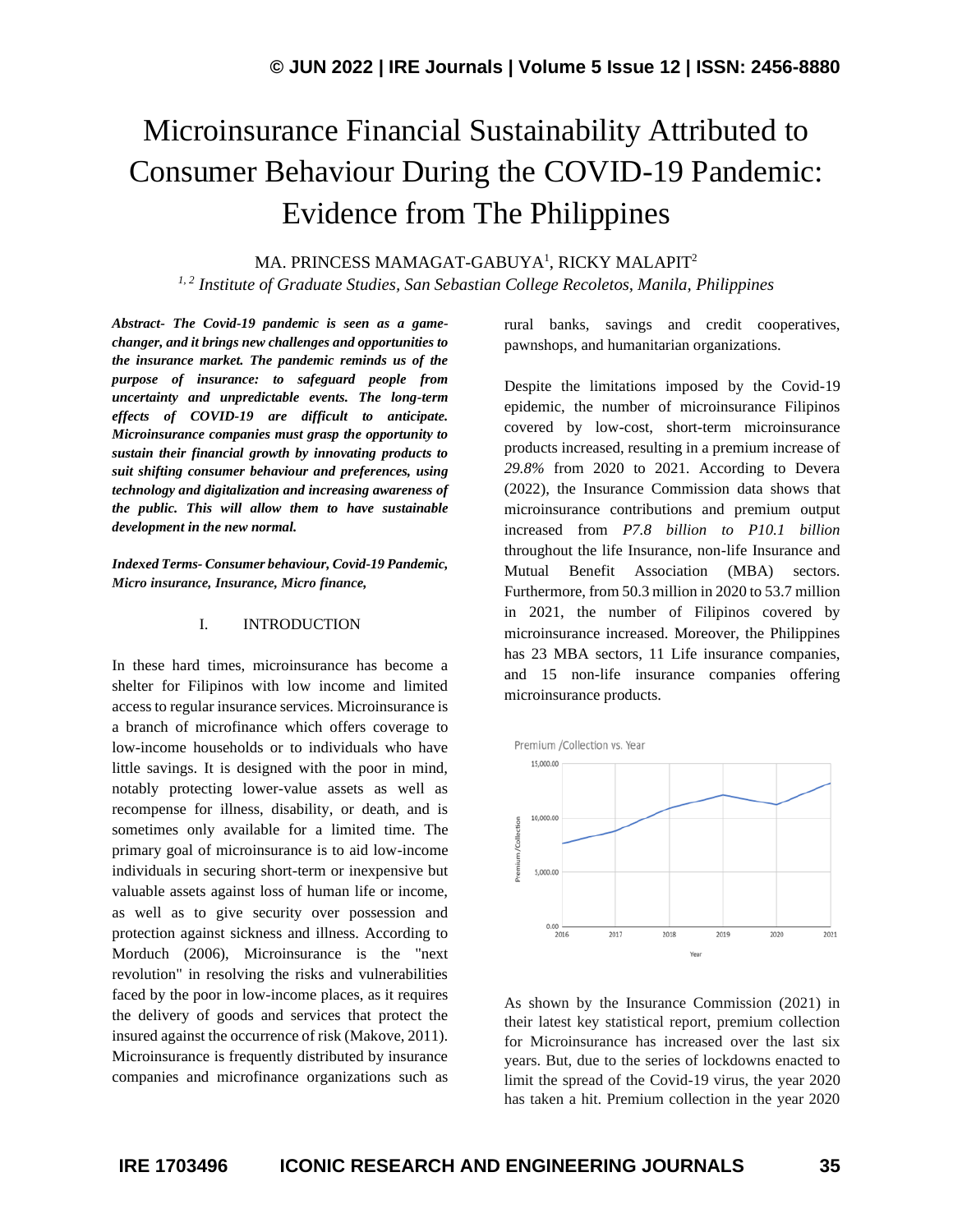# Microinsurance Financial Sustainability Attributed to Consumer Behaviour During the COVID-19 Pandemic: Evidence from The Philippines

MA. PRINCESS MAMAGAT-GABUYA[1], RICKY MALAPIT[2]

*[1, 2] Institute of Graduate Studies, San Sebastian College Recoletos, Manila, Philippines*

***Abstract-** The Covid-19 pandemic is seen as a game-changer, and it brings new challenges and opportunities to the insurance market. The pandemic reminds us of the purpose of insurance: to safeguard people from uncertainty and unpredictable events. The long-term effects of COVID-19 are difficult to anticipate. Microinsurance companies must grasp the opportunity to sustain their financial growth by innovating products to suit shifting consumer behaviour and preferences, using technology and digitalization and increasing awareness of the public. This will allow them to have sustainable development in the new normal.*

***Indexed Terms-** Consumer behaviour, Covid-19 Pandemic, Micro insurance, Insurance, Micro finance,*

## I. INTRODUCTION

In these hard times, microinsurance has become a shelter for Filipinos with low income and limited access to regular insurance services. Microinsurance is a branch of microfinance which offers coverage to low-income households or to individuals who have little savings. It is designed with the poor in mind, notably protecting lower-value assets as well as recompense for illness, disability, or death, and is sometimes only available for a limited time. The primary goal of microinsurance is to aid low-income individuals in securing short-term or inexpensive but valuable assets against loss of human life or income, as well as to give security over possession and protection against sickness and illness. According to Morduch (2006), Microinsurance is the "next revolution" in resolving the risks and vulnerabilities faced by the poor in low-income places, as it requires the delivery of goods and services that protect the insured against the occurrence of risk (Makove, 2011). Microinsurance is frequently distributed by insurance companies and microfinance organizations such as rural banks, savings and credit cooperatives, pawnshops, and humanitarian organizations.

Despite the limitations imposed by the Covid-19 epidemic, the number of microinsurance Filipinos covered by low-cost, short-term microinsurance products increased, resulting in a premium increase of *29.8%* from 2020 to 2021. According to Devera (2022), the Insurance Commission data shows that microinsurance contributions and premium output increased from *P7.8 billion to P10.1 billion* throughout the life Insurance, non-life Insurance and Mutual Benefit Association (MBA) sectors. Furthermore, from 50.3 million in 2020 to 53.7 million in 2021, the number of Filipinos covered by microinsurance increased. Moreover, the Philippines has 23 MBA sectors, 11 Life insurance companies, and 15 non-life insurance companies offering microinsurance products.

Premium /Collection vs. Year

As shown by the Insurance Commission (2021) in their latest key statistical report, premium collection for Microinsurance has increased over the last six years. But, due to the series of lockdowns enacted to limit the spread of the Covid-19 virus, the year 2020 has taken a hit. Premium collection in the year 2020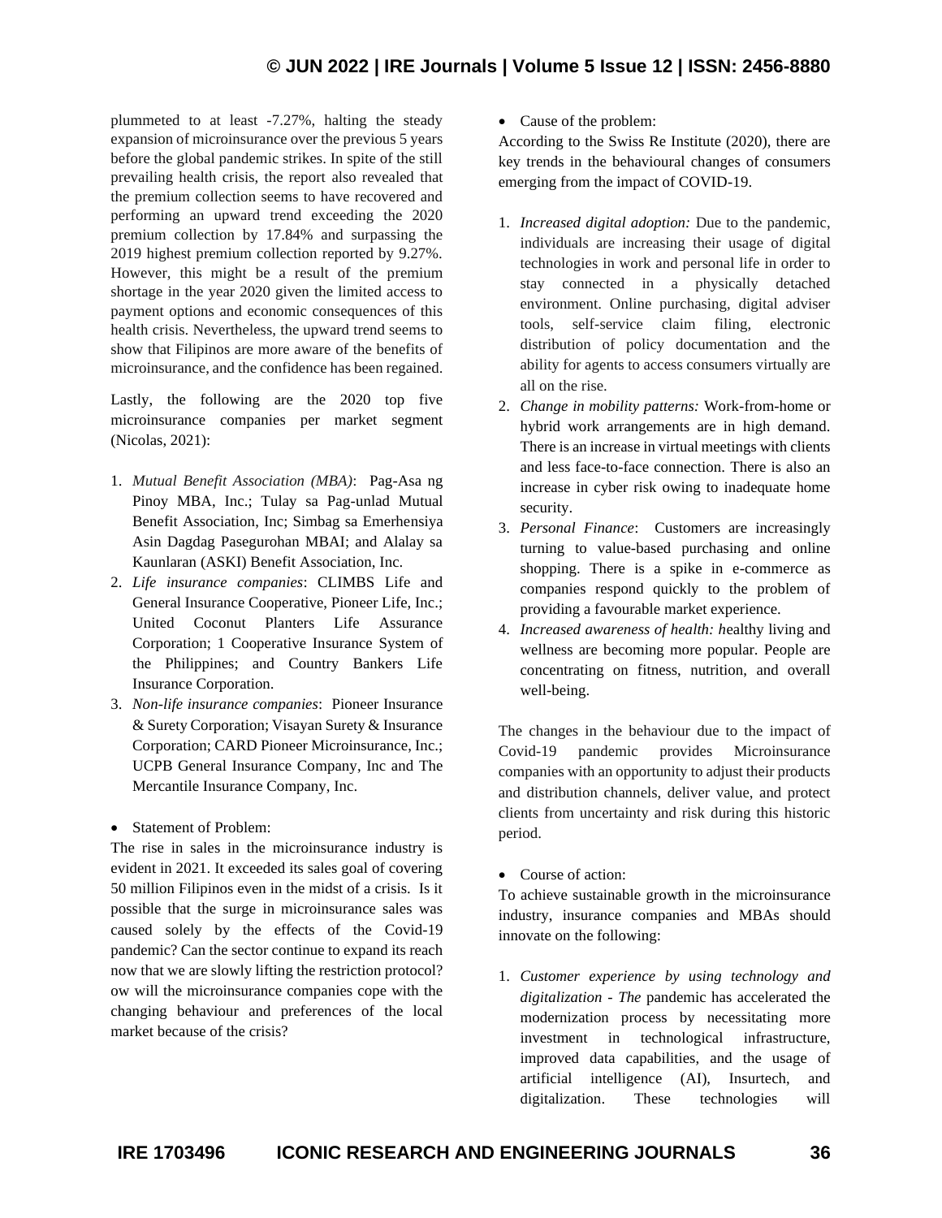plummeted to at least -7.27%, halting the steady expansion of microinsurance over the previous 5 years before the global pandemic strikes. In spite of the still prevailing health crisis, the report also revealed that the premium collection seems to have recovered and performing an upward trend exceeding the 2020 premium collection by 17.84% and surpassing the 2019 highest premium collection reported by 9.27%. However, this might be a result of the premium shortage in the year 2020 given the limited access to payment options and economic consequences of this health crisis. Nevertheless, the upward trend seems to show that Filipinos are more aware of the benefits of microinsurance, and the confidence has been regained.

Lastly, the following are the 2020 top five microinsurance companies per market segment (Nicolas, 2021):

1. *Mutual Benefit Association (MBA)*: Pag-Asa ng Pinoy MBA, Inc.; Tulay sa Pag-unlad Mutual Benefit Association, Inc; Simbag sa Emerhensiya Asin Dagdag Pasegurohan MBAI; and Alalay sa Kaunlaran (ASKI) Benefit Association, Inc.
2. *Life insurance companies*: CLIMBS Life and General Insurance Cooperative, Pioneer Life, Inc.; United Coconut Planters Life Assurance Corporation; 1 Cooperative Insurance System of the Philippines; and Country Bankers Life Insurance Corporation.
3. *Non-life insurance companies*: Pioneer Insurance & Surety Corporation; Visayan Surety & Insurance Corporation; CARD Pioneer Microinsurance, Inc.; UCPB General Insurance Company, Inc and The Mercantile Insurance Company, Inc.

- Statement of Problem:

The rise in sales in the microinsurance industry is evident in 2021. It exceeded its sales goal of covering 50 million Filipinos even in the midst of a crisis. Is it possible that the surge in microinsurance sales was caused solely by the effects of the Covid-19 pandemic? Can the sector continue to expand its reach now that we are slowly lifting the restriction protocol? ow will the microinsurance companies cope with the changing behaviour and preferences of the local market because of the crisis?

- Cause of the problem:

According to the Swiss Re Institute (2020), there are key trends in the behavioural changes of consumers emerging from the impact of COVID-19.

1. *Increased digital adoption:* Due to the pandemic, individuals are increasing their usage of digital technologies in work and personal life in order to stay connected in a physically detached environment. Online purchasing, digital adviser tools, self-service claim filing, electronic distribution of policy documentation and the ability for agents to access consumers virtually are all on the rise.
2. *Change in mobility patterns:* Work-from-home or hybrid work arrangements are in high demand. There is an increase in virtual meetings with clients and less face-to-face connection. There is also an increase in cyber risk owing to inadequate home security.
3. *Personal Finance*: Customers are increasingly turning to value-based purchasing and online shopping. There is a spike in e-commerce as companies respond quickly to the problem of providing a favourable market experience.
4. *Increased awareness of health: h*ealthy living and wellness are becoming more popular. People are concentrating on fitness, nutrition, and overall well-being.

The changes in the behaviour due to the impact of Covid-19 pandemic provides Microinsurance companies with an opportunity to adjust their products and distribution channels, deliver value, and protect clients from uncertainty and risk during this historic period.

- Course of action:

To achieve sustainable growth in the microinsurance industry, insurance companies and MBAs should innovate on the following:

1. *Customer experience by using technology and digitalization - The* pandemic has accelerated the modernization process by necessitating more investment in technological infrastructure, improved data capabilities, and the usage of artificial intelligence (AI), Insurtech, and digitalization. These technologies will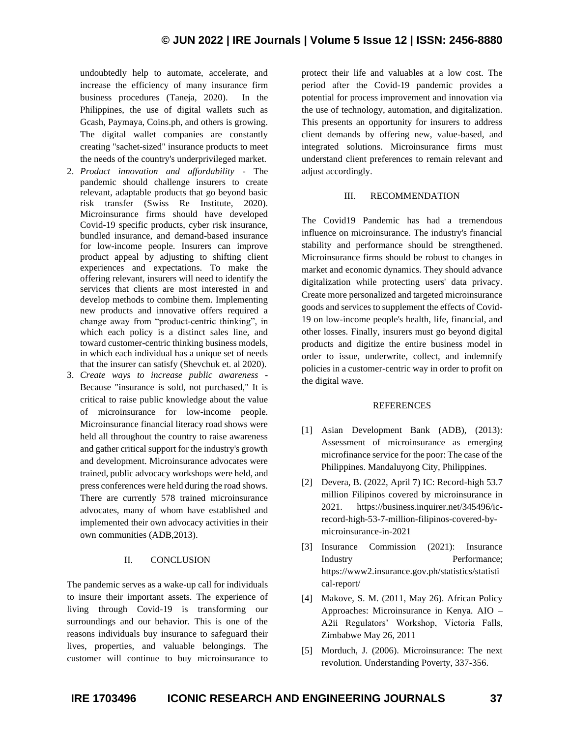undoubtedly help to automate, accelerate, and increase the efficiency of many insurance firm business procedures (Taneja, 2020). In the Philippines, the use of digital wallets such as Gcash, Paymaya, Coins.ph, and others is growing. The digital wallet companies are constantly creating "sachet-sized" insurance products to meet the needs of the country's underprivileged market.

2. *Product innovation and affordability* - The pandemic should challenge insurers to create relevant, adaptable products that go beyond basic risk transfer (Swiss Re Institute, 2020). Microinsurance firms should have developed Covid-19 specific products, cyber risk insurance, bundled insurance, and demand-based insurance for low-income people. Insurers can improve product appeal by adjusting to shifting client experiences and expectations. To make the offering relevant, insurers will need to identify the services that clients are most interested in and develop methods to combine them. Implementing new products and innovative offers required a change away from "product-centric thinking", in which each policy is a distinct sales line, and toward customer-centric thinking business models, in which each individual has a unique set of needs that the insurer can satisfy (Shevchuk et. al 2020).
3. *Create ways to increase public awareness* - Because "insurance is sold, not purchased," It is critical to raise public knowledge about the value of microinsurance for low-income people. Microinsurance financial literacy road shows were held all throughout the country to raise awareness and gather critical support for the industry's growth and development. Microinsurance advocates were trained, public advocacy workshops were held, and press conferences were held during the road shows. There are currently 578 trained microinsurance advocates, many of whom have established and implemented their own advocacy activities in their own communities (ADB,2013).

## II. CONCLUSION

The pandemic serves as a wake-up call for individuals to insure their important assets. The experience of living through Covid-19 is transforming our surroundings and our behavior. This is one of the reasons individuals buy insurance to safeguard their lives, properties, and valuable belongings. The customer will continue to buy microinsurance to protect their life and valuables at a low cost. The period after the Covid-19 pandemic provides a potential for process improvement and innovation via the use of technology, automation, and digitalization. This presents an opportunity for insurers to address client demands by offering new, value-based, and integrated solutions. Microinsurance firms must understand client preferences to remain relevant and adjust accordingly.

## III. RECOMMENDATION

The Covid19 Pandemic has had a tremendous influence on microinsurance. The industry's financial stability and performance should be strengthened. Microinsurance firms should be robust to changes in market and economic dynamics. They should advance digitalization while protecting users' data privacy. Create more personalized and targeted microinsurance goods and services to supplement the effects of Covid-19 on low-income people's health, life, financial, and other losses. Finally, insurers must go beyond digital products and digitize the entire business model in order to issue, underwrite, collect, and indemnify policies in a customer-centric way in order to profit on the digital wave.

## REFERENCES

[1] Asian Development Bank (ADB), (2013): Assessment of microinsurance as emerging microfinance service for the poor: The case of the Philippines. Mandaluyong City, Philippines.

[2] Devera, B. (2022, April 7) IC: Record-high 53.7 million Filipinos covered by microinsurance in 2021. https://business.inquirer.net/345496/ic-record-high-53-7-million-filipinos-covered-by-microinsurance-in-2021

[3] Insurance Commission (2021): Insurance Industry Performance; https://www2.insurance.gov.ph/statistics/statistical-report/

[4] Makove, S. M. (2011, May 26). African Policy Approaches: Microinsurance in Kenya. AIO – A2ii Regulators' Workshop, Victoria Falls, Zimbabwe May 26, 2011

[5] Morduch, J. (2006). Microinsurance: The next revolution. Understanding Poverty, 337-356.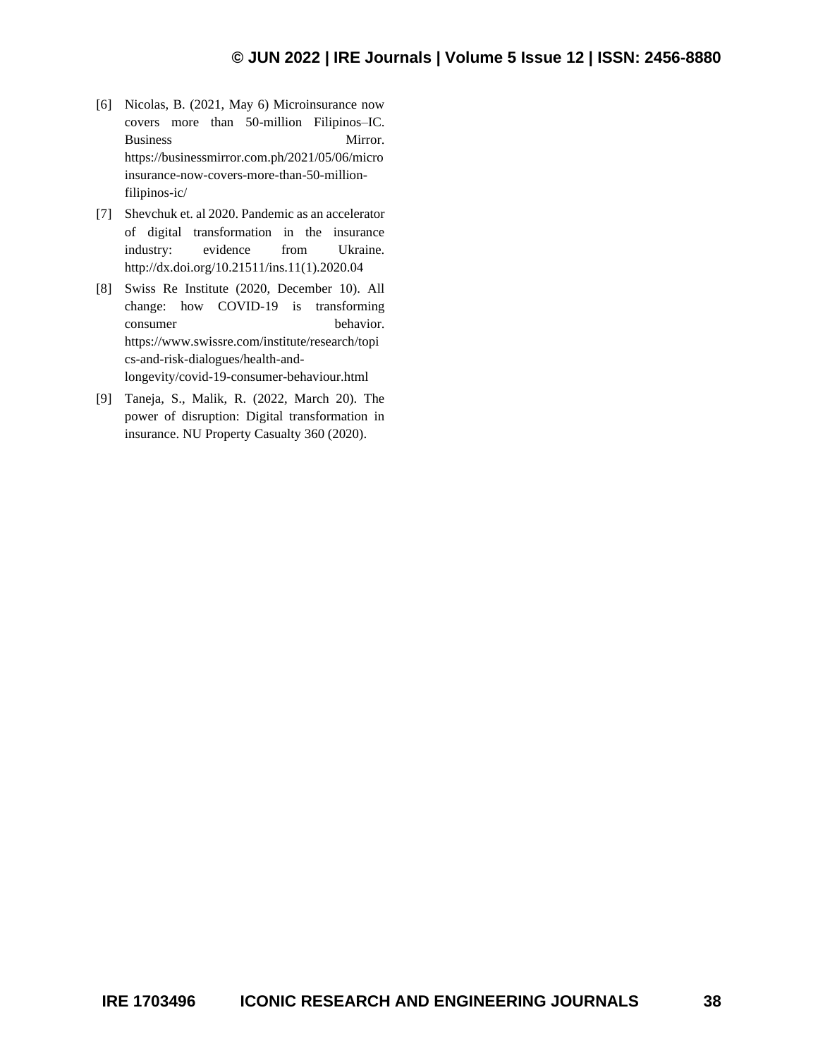[6] Nicolas, B. (2021, May 6) Microinsurance now covers more than 50-million Filipinos–IC. Business Mirror. https://businessmirror.com.ph/2021/05/06/microinsurance-now-covers-more-than-50-million-filipinos-ic/

[7] Shevchuk et. al 2020. Pandemic as an accelerator of digital transformation in the insurance industry: evidence from Ukraine. http://dx.doi.org/10.21511/ins.11(1).2020.04

[8] Swiss Re Institute (2020, December 10). All change: how COVID-19 is transforming consumer behavior. https://www.swissre.com/institute/research/topics-and-risk-dialogues/health-and-longevity/covid-19-consumer-behaviour.html

[9] Taneja, S., Malik, R. (2022, March 20). The power of disruption: Digital transformation in insurance. NU Property Casualty 360 (2020).